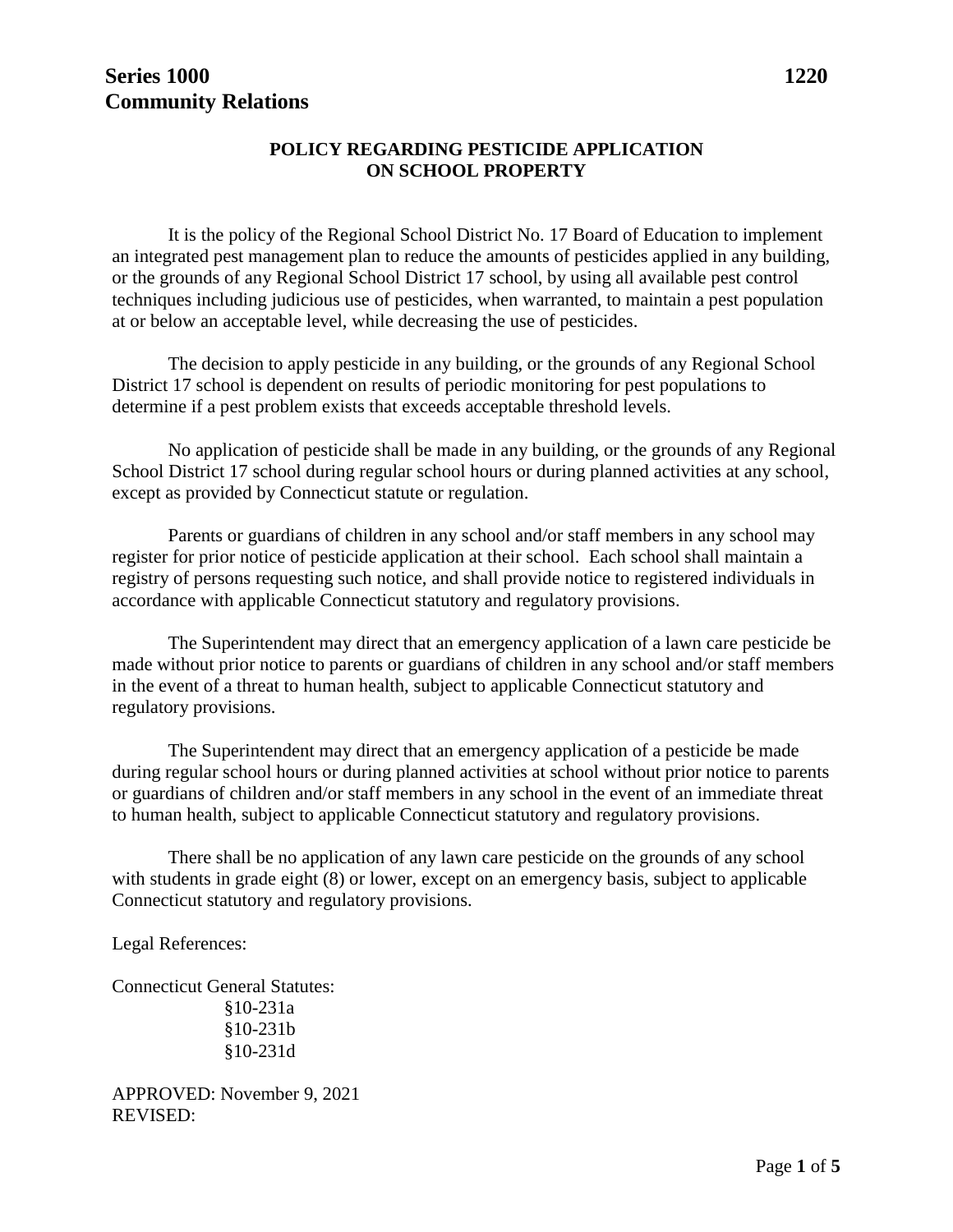**Series 1000** **1220**
**Community Relations**

## POLICY REGARDING PESTICIDE APPLICATION ON SCHOOL PROPERTY

It is the policy of the Regional School District No. 17 Board of Education to implement an integrated pest management plan to reduce the amounts of pesticides applied in any building, or the grounds of any Regional School District 17 school, by using all available pest control techniques including judicious use of pesticides, when warranted, to maintain a pest population at or below an acceptable level, while decreasing the use of pesticides.

The decision to apply pesticide in any building, or the grounds of any Regional School District 17 school is dependent on results of periodic monitoring for pest populations to determine if a pest problem exists that exceeds acceptable threshold levels.

No application of pesticide shall be made in any building, or the grounds of any Regional School District 17 school during regular school hours or during planned activities at any school, except as provided by Connecticut statute or regulation.

Parents or guardians of children in any school and/or staff members in any school may register for prior notice of pesticide application at their school. Each school shall maintain a registry of persons requesting such notice, and shall provide notice to registered individuals in accordance with applicable Connecticut statutory and regulatory provisions.

The Superintendent may direct that an emergency application of a lawn care pesticide be made without prior notice to parents or guardians of children in any school and/or staff members in the event of a threat to human health, subject to applicable Connecticut statutory and regulatory provisions.

The Superintendent may direct that an emergency application of a pesticide be made during regular school hours or during planned activities at school without prior notice to parents or guardians of children and/or staff members in any school in the event of an immediate threat to human health, subject to applicable Connecticut statutory and regulatory provisions.

There shall be no application of any lawn care pesticide on the grounds of any school with students in grade eight (8) or lower, except on an emergency basis, subject to applicable Connecticut statutory and regulatory provisions.

Legal References:

Connecticut General Statutes:
- §10-231a
- §10-231b
- §10-231d

APPROVED: November 9, 2021
REVISED: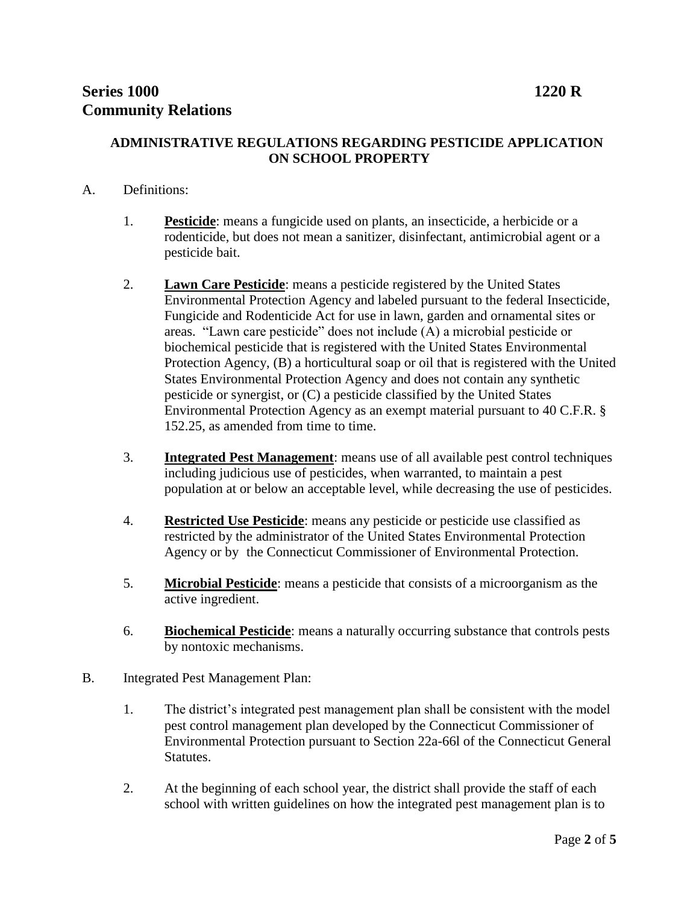**Series 1000 — 1220 R**
**Community Relations**

## ADMINISTRATIVE REGULATIONS REGARDING PESTICIDE APPLICATION ON SCHOOL PROPERTY

A. Definitions:

1. **Pesticide**: means a fungicide used on plants, an insecticide, a herbicide or a rodenticide, but does not mean a sanitizer, disinfectant, antimicrobial agent or a pesticide bait.

2. **Lawn Care Pesticide**: means a pesticide registered by the United States Environmental Protection Agency and labeled pursuant to the federal Insecticide, Fungicide and Rodenticide Act for use in lawn, garden and ornamental sites or areas. "Lawn care pesticide" does not include (A) a microbial pesticide or biochemical pesticide that is registered with the United States Environmental Protection Agency, (B) a horticultural soap or oil that is registered with the United States Environmental Protection Agency and does not contain any synthetic pesticide or synergist, or (C) a pesticide classified by the United States Environmental Protection Agency as an exempt material pursuant to 40 C.F.R. § 152.25, as amended from time to time.

3. **Integrated Pest Management**: means use of all available pest control techniques including judicious use of pesticides, when warranted, to maintain a pest population at or below an acceptable level, while decreasing the use of pesticides.

4. **Restricted Use Pesticide**: means any pesticide or pesticide use classified as restricted by the administrator of the United States Environmental Protection Agency or by the Connecticut Commissioner of Environmental Protection.

5. **Microbial Pesticide**: means a pesticide that consists of a microorganism as the active ingredient.

6. **Biochemical Pesticide**: means a naturally occurring substance that controls pests by nontoxic mechanisms.

B. Integrated Pest Management Plan:

1. The district's integrated pest management plan shall be consistent with the model pest control management plan developed by the Connecticut Commissioner of Environmental Protection pursuant to Section 22a-66l of the Connecticut General Statutes.

2. At the beginning of each school year, the district shall provide the staff of each school with written guidelines on how the integrated pest management plan is to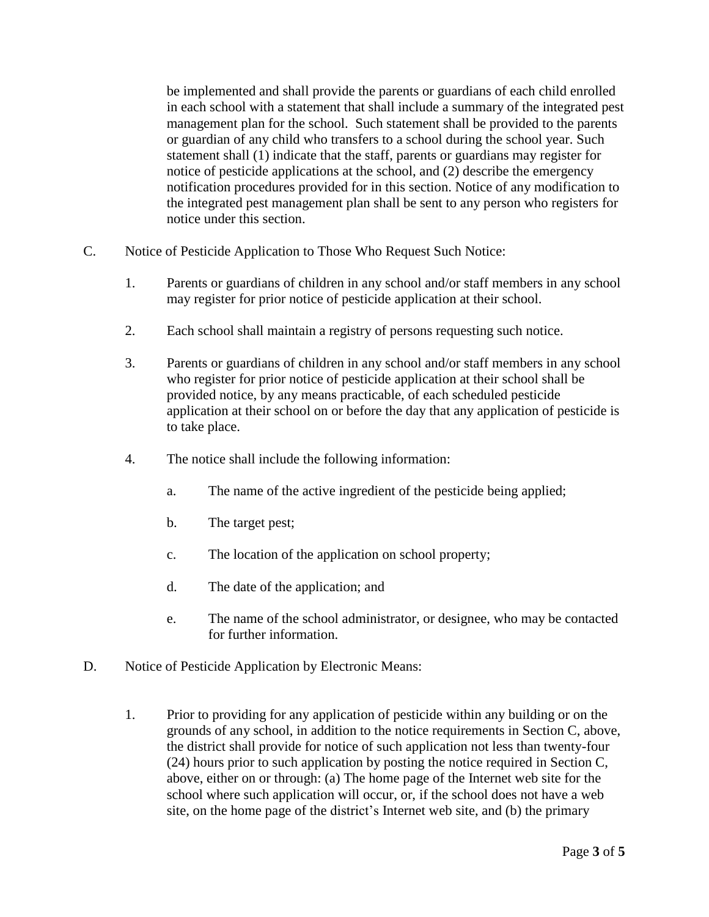be implemented and shall provide the parents or guardians of each child enrolled in each school with a statement that shall include a summary of the integrated pest management plan for the school. Such statement shall be provided to the parents or guardian of any child who transfers to a school during the school year. Such statement shall (1) indicate that the staff, parents or guardians may register for notice of pesticide applications at the school, and (2) describe the emergency notification procedures provided for in this section. Notice of any modification to the integrated pest management plan shall be sent to any person who registers for notice under this section.

C. Notice of Pesticide Application to Those Who Request Such Notice:

1. Parents or guardians of children in any school and/or staff members in any school may register for prior notice of pesticide application at their school.

2. Each school shall maintain a registry of persons requesting such notice.

3. Parents or guardians of children in any school and/or staff members in any school who register for prior notice of pesticide application at their school shall be provided notice, by any means practicable, of each scheduled pesticide application at their school on or before the day that any application of pesticide is to take place.

4. The notice shall include the following information:

   a. The name of the active ingredient of the pesticide being applied;

   b. The target pest;

   c. The location of the application on school property;

   d. The date of the application; and

   e. The name of the school administrator, or designee, who may be contacted for further information.

D. Notice of Pesticide Application by Electronic Means:

1. Prior to providing for any application of pesticide within any building or on the grounds of any school, in addition to the notice requirements in Section C, above, the district shall provide for notice of such application not less than twenty-four (24) hours prior to such application by posting the notice required in Section C, above, either on or through: (a) The home page of the Internet web site for the school where such application will occur, or, if the school does not have a web site, on the home page of the district's Internet web site, and (b) the primary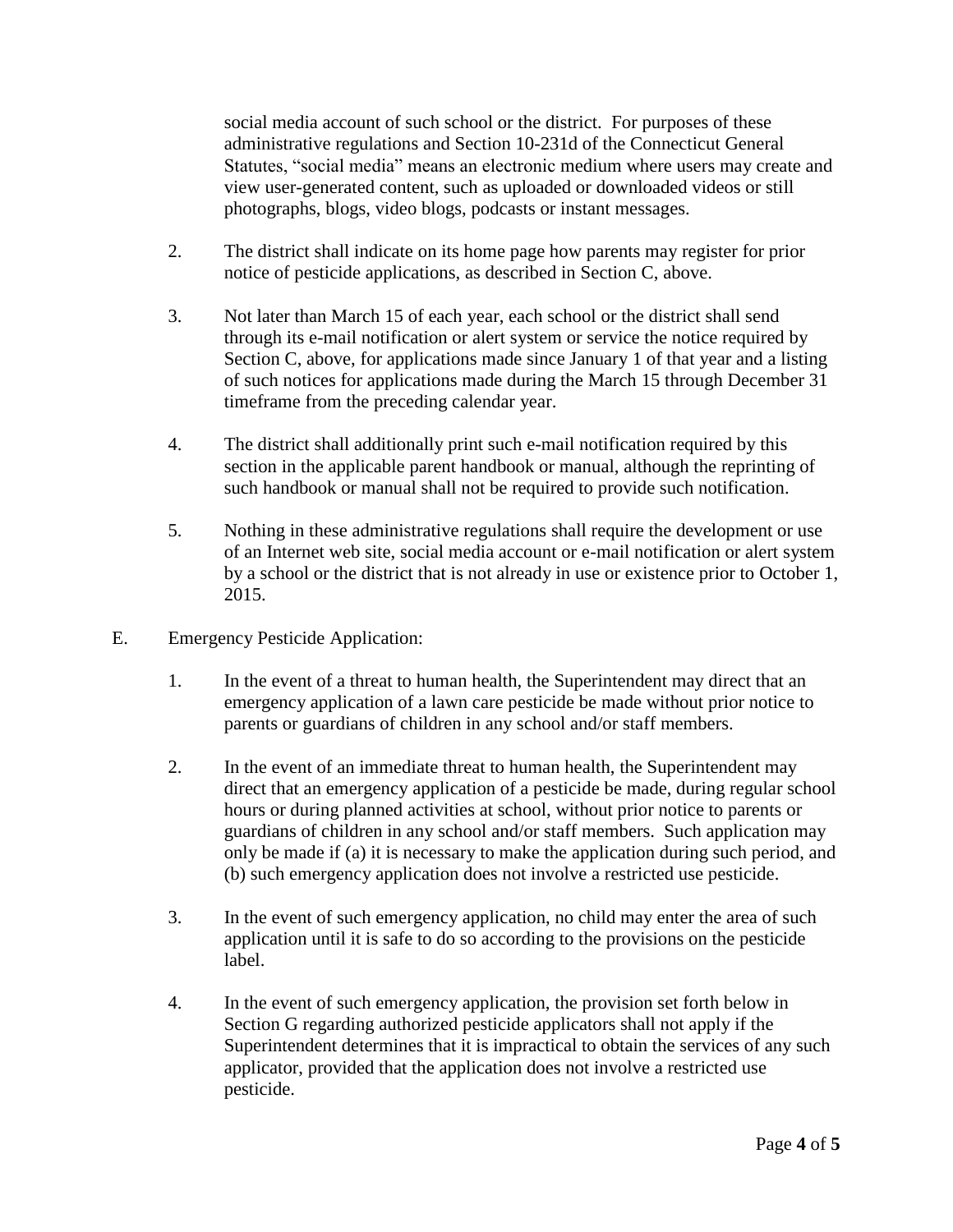social media account of such school or the district. For purposes of these administrative regulations and Section 10-231d of the Connecticut General Statutes, "social media" means an electronic medium where users may create and view user-generated content, such as uploaded or downloaded videos or still photographs, blogs, video blogs, podcasts or instant messages.

2. The district shall indicate on its home page how parents may register for prior notice of pesticide applications, as described in Section C, above.

3. Not later than March 15 of each year, each school or the district shall send through its e-mail notification or alert system or service the notice required by Section C, above, for applications made since January 1 of that year and a listing of such notices for applications made during the March 15 through December 31 timeframe from the preceding calendar year.

4. The district shall additionally print such e-mail notification required by this section in the applicable parent handbook or manual, although the reprinting of such handbook or manual shall not be required to provide such notification.

5. Nothing in these administrative regulations shall require the development or use of an Internet web site, social media account or e-mail notification or alert system by a school or the district that is not already in use or existence prior to October 1, 2015.

E. Emergency Pesticide Application:

1. In the event of a threat to human health, the Superintendent may direct that an emergency application of a lawn care pesticide be made without prior notice to parents or guardians of children in any school and/or staff members.

2. In the event of an immediate threat to human health, the Superintendent may direct that an emergency application of a pesticide be made, during regular school hours or during planned activities at school, without prior notice to parents or guardians of children in any school and/or staff members. Such application may only be made if (a) it is necessary to make the application during such period, and (b) such emergency application does not involve a restricted use pesticide.

3. In the event of such emergency application, no child may enter the area of such application until it is safe to do so according to the provisions on the pesticide label.

4. In the event of such emergency application, the provision set forth below in Section G regarding authorized pesticide applicators shall not apply if the Superintendent determines that it is impractical to obtain the services of any such applicator, provided that the application does not involve a restricted use pesticide.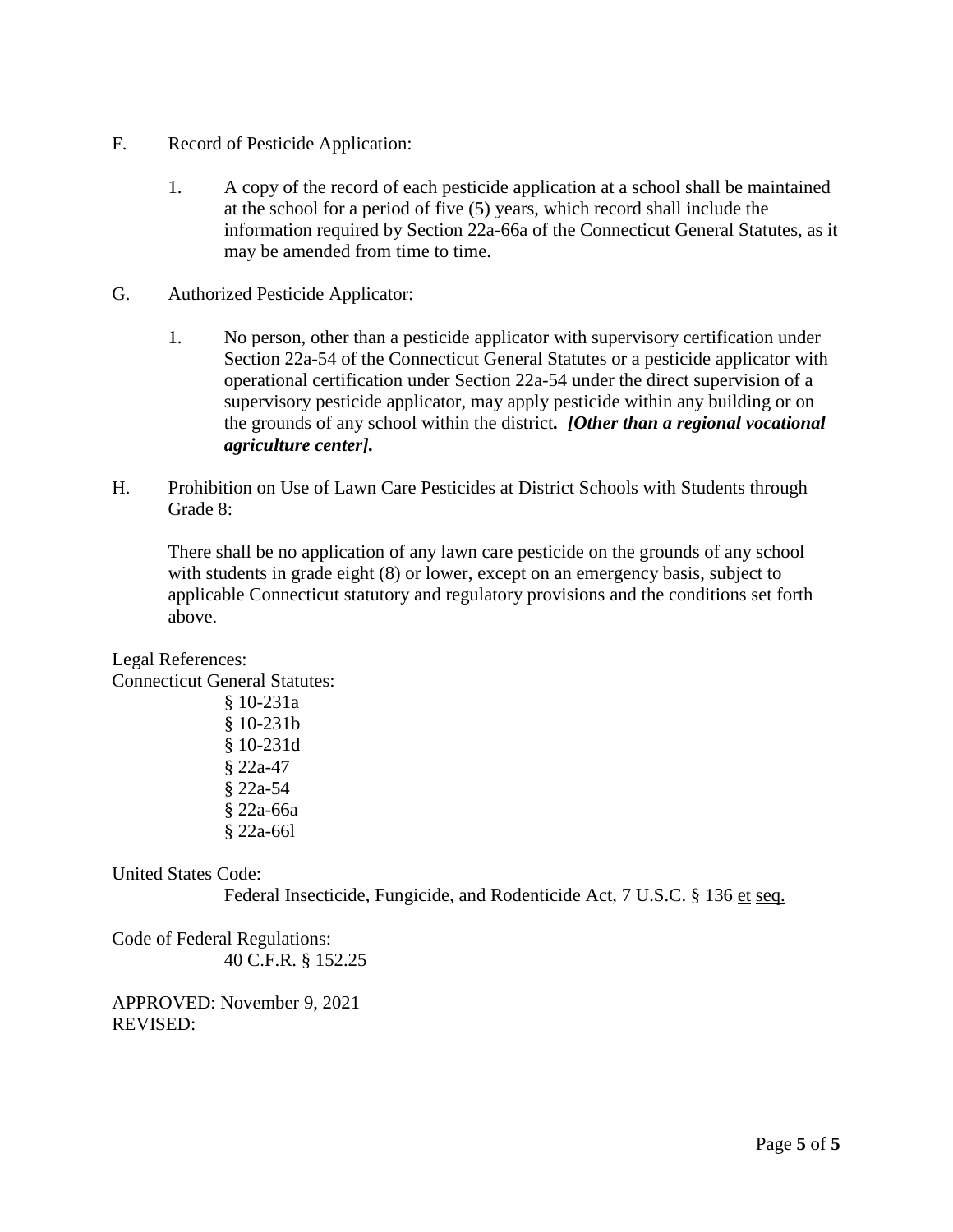F. Record of Pesticide Application:

1. A copy of the record of each pesticide application at a school shall be maintained at the school for a period of five (5) years, which record shall include the information required by Section 22a-66a of the Connecticut General Statutes, as it may be amended from time to time.

G. Authorized Pesticide Applicator:

1. No person, other than a pesticide applicator with supervisory certification under Section 22a-54 of the Connecticut General Statutes or a pesticide applicator with operational certification under Section 22a-54 under the direct supervision of a supervisory pesticide applicator, may apply pesticide within any building or on the grounds of any school within the district***. [Other than a regional vocational agriculture center].***

H. Prohibition on Use of Lawn Care Pesticides at District Schools with Students through Grade 8:

There shall be no application of any lawn care pesticide on the grounds of any school with students in grade eight (8) or lower, except on an emergency basis, subject to applicable Connecticut statutory and regulatory provisions and the conditions set forth above.

Legal References:
Connecticut General Statutes:

§ 10-231a
§ 10-231b
§ 10-231d
§ 22a-47
§ 22a-54
§ 22a-66a
§ 22a-66l

United States Code:

Federal Insecticide, Fungicide, and Rodenticide Act, 7 U.S.C. § 136 et seq.

Code of Federal Regulations:

40 C.F.R. § 152.25

APPROVED: November 9, 2021
REVISED: